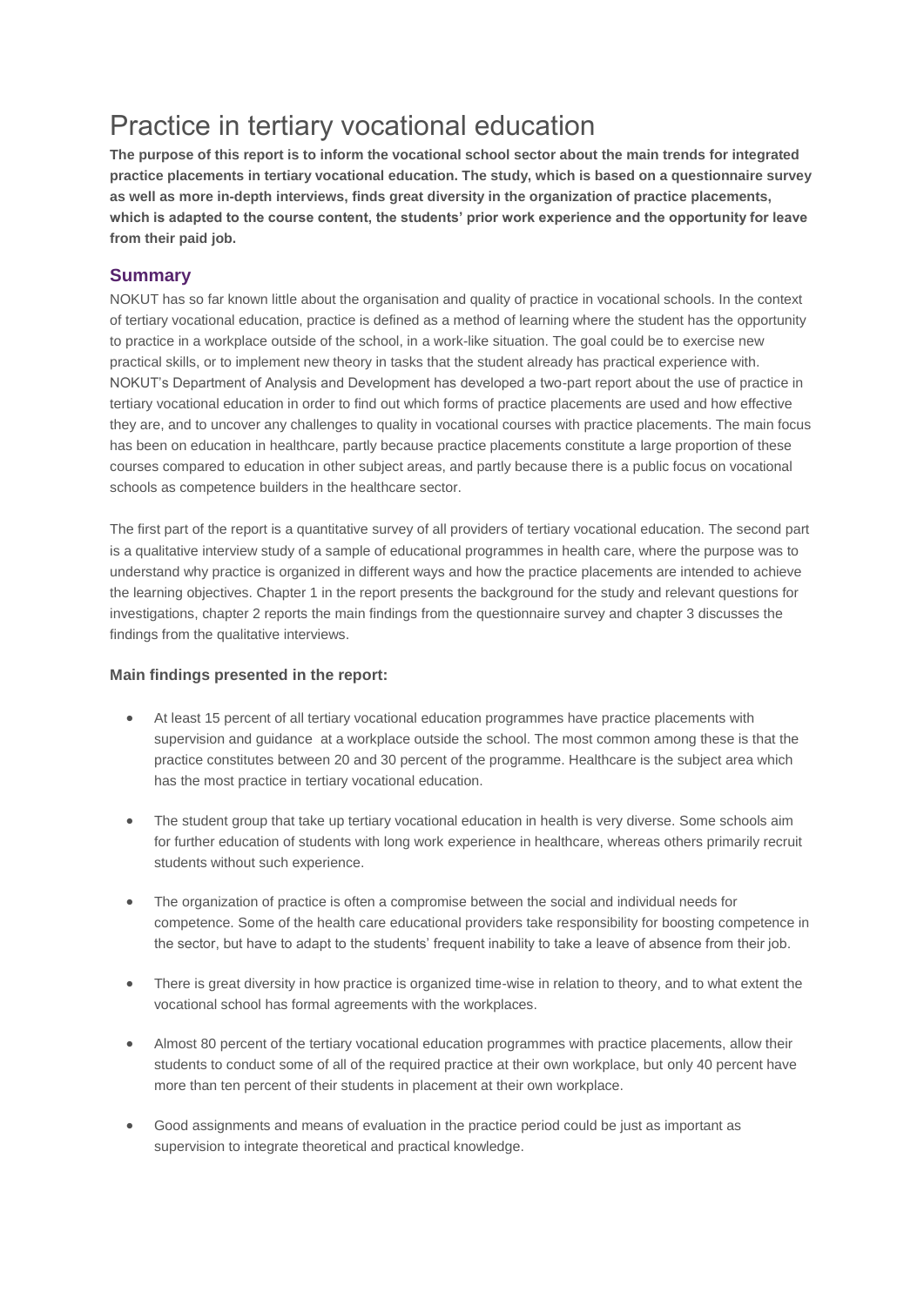# Practice in tertiary vocational education

**The purpose of this report is to inform the vocational school sector about the main trends for integrated practice placements in tertiary vocational education. The study, which is based on a questionnaire survey as well as more in-depth interviews, finds great diversity in the organization of practice placements, which is adapted to the course content, the students' prior work experience and the opportunity for leave from their paid job.**

## Summary

NOKUT has so far known little about the organisation and quality of practice in vocational schools. In the context of tertiary vocational education, practice is defined as a method of learning where the student has the opportunity to practice in a workplace outside of the school, in a work-like situation. The goal could be to exercise new practical skills, or to implement new theory in tasks that the student already has practical experience with. NOKUT's Department of Analysis and Development has developed a two-part report about the use of practice in tertiary vocational education in order to find out which forms of practice placements are used and how effective they are, and to uncover any challenges to quality in vocational courses with practice placements. The main focus has been on education in healthcare, partly because practice placements constitute a large proportion of these courses compared to education in other subject areas, and partly because there is a public focus on vocational schools as competence builders in the healthcare sector.

The first part of the report is a quantitative survey of all providers of tertiary vocational education. The second part is a qualitative interview study of a sample of educational programmes in health care, where the purpose was to understand why practice is organized in different ways and how the practice placements are intended to achieve the learning objectives. Chapter 1 in the report presents the background for the study and relevant questions for investigations, chapter 2 reports the main findings from the questionnaire survey and chapter 3 discusses the findings from the qualitative interviews.

### Main findings presented in the report:

- At least 15 percent of all tertiary vocational education programmes have practice placements with supervision and guidance at a workplace outside the school. The most common among these is that the practice constitutes between 20 and 30 percent of the programme. Healthcare is the subject area which has the most practice in tertiary vocational education.

- The student group that take up tertiary vocational education in health is very diverse. Some schools aim for further education of students with long work experience in healthcare, whereas others primarily recruit students without such experience.

- The organization of practice is often a compromise between the social and individual needs for competence. Some of the health care educational providers take responsibility for boosting competence in the sector, but have to adapt to the students' frequent inability to take a leave of absence from their job.

- There is great diversity in how practice is organized time-wise in relation to theory, and to what extent the vocational school has formal agreements with the workplaces.

- Almost 80 percent of the tertiary vocational education programmes with practice placements, allow their students to conduct some of all of the required practice at their own workplace, but only 40 percent have more than ten percent of their students in placement at their own workplace.

- Good assignments and means of evaluation in the practice period could be just as important as supervision to integrate theoretical and practical knowledge.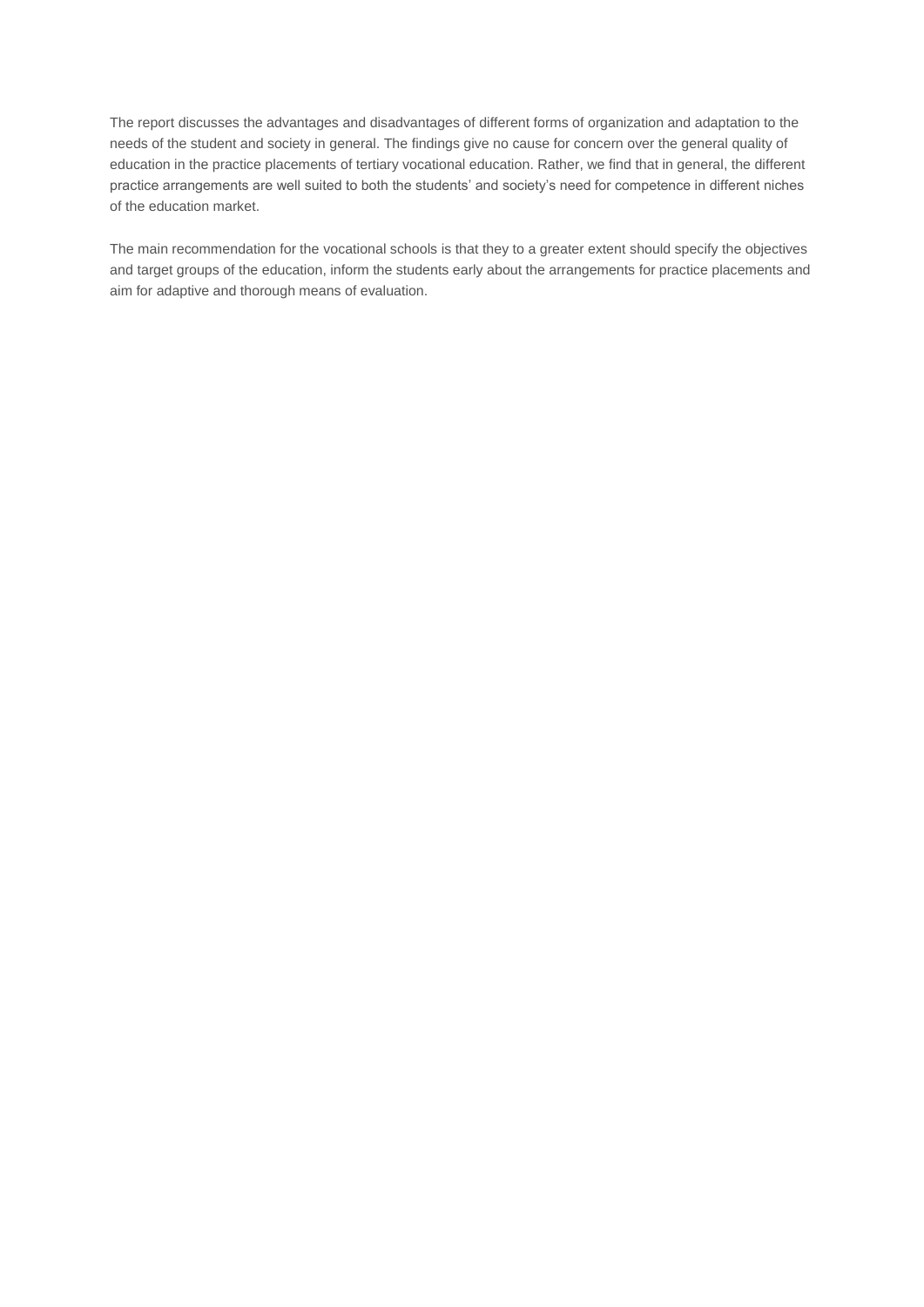The report discusses the advantages and disadvantages of different forms of organization and adaptation to the needs of the student and society in general. The findings give no cause for concern over the general quality of education in the practice placements of tertiary vocational education. Rather, we find that in general, the different practice arrangements are well suited to both the students' and society's need for competence in different niches of the education market.

The main recommendation for the vocational schools is that they to a greater extent should specify the objectives and target groups of the education, inform the students early about the arrangements for practice placements and aim for adaptive and thorough means of evaluation.